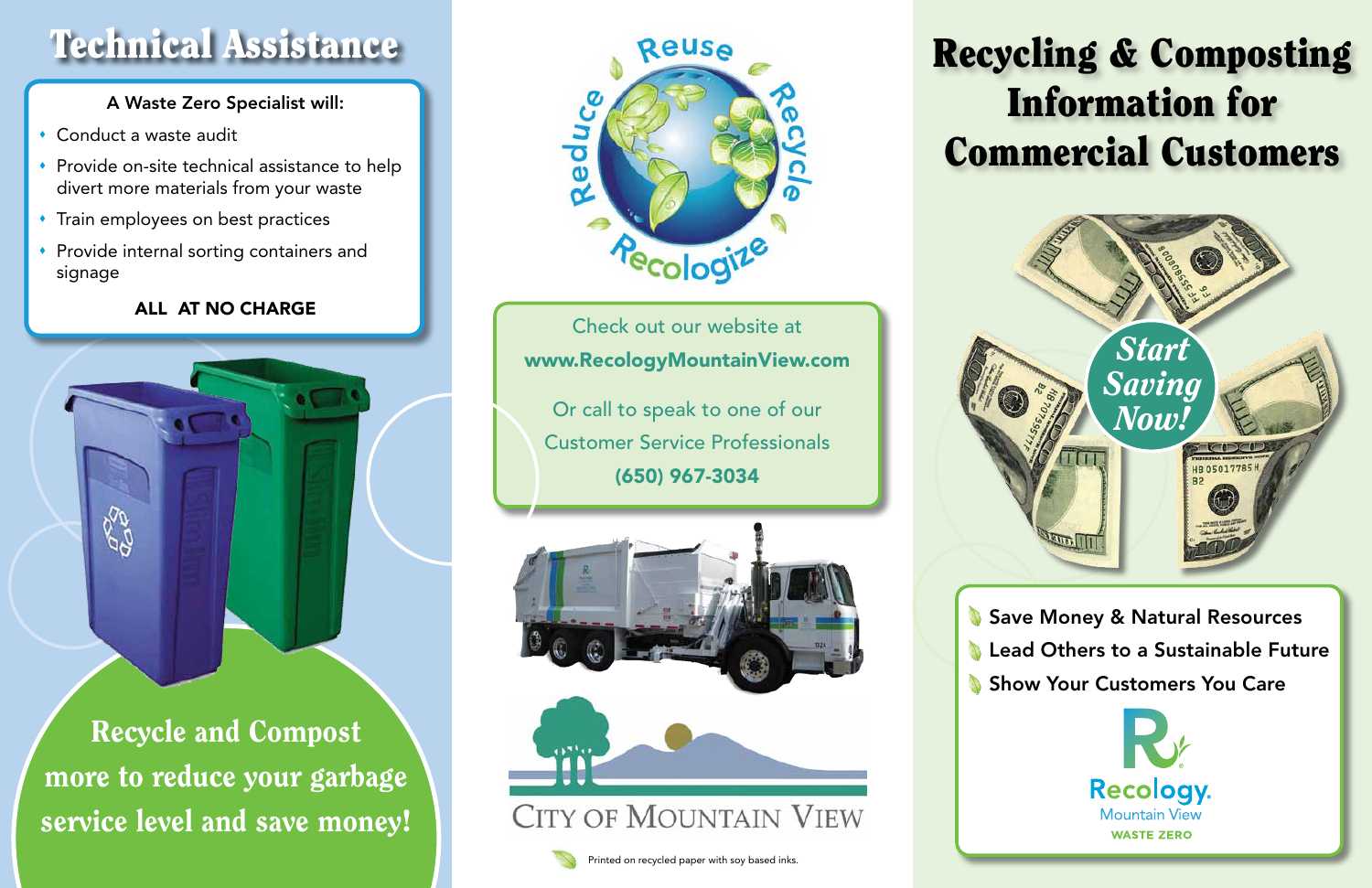## Technical Assistance

**A Waste Zero Specialist will:**

- Conduct a waste audit
- Provide on-site technical assistance to help divert more materials from your waste
- Train employees on best practices
- Provide internal sorting containers and signage

**ALL AT NO CHARGE**

**Recycle and Compost more to reduce your garbage service level and save money!**

Reuse Recycle Reduce Recologize

Check out our website at

**www.RecologyMountainView.com**

Or call to speak to one of our Customer Service Professionals

**(650) 967-3034**

CITY OF MOUNTAIN VIEW

Printed on recycled paper with soy based inks.

# Recycling & Composting Information for Commercial Customers

*Start Saving Now!*

- Save Money & Natural Resources
- Lead Others to a Sustainable Future
- Show Your Customers You Care

Recology. Mountain View

WASTE ZERO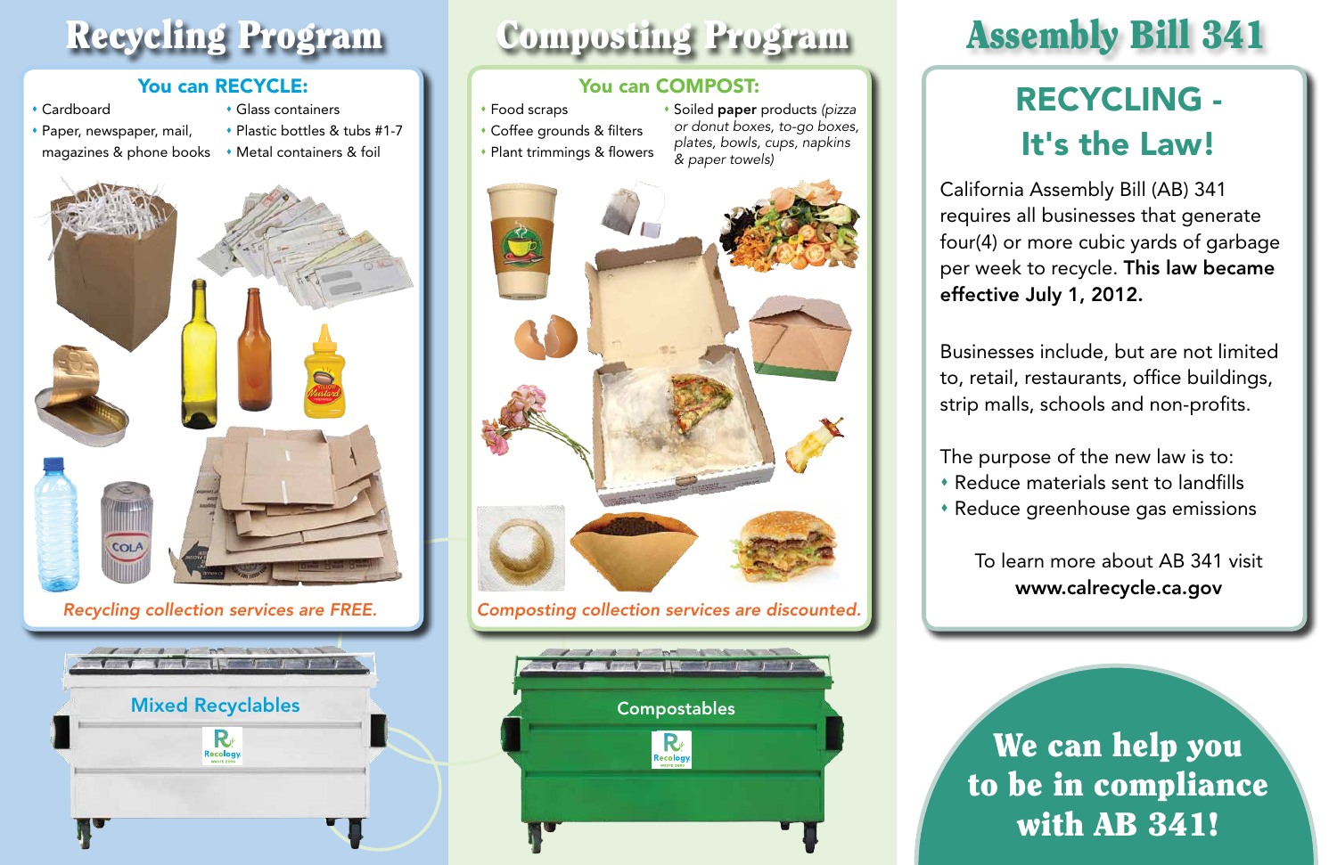# Recycling Program

## You can RECYCLE:

- Cardboard
- Paper, newspaper, mail, magazines & phone books
- Glass containers
- Plastic bottles & tubs #1-7
- Metal containers & foil

*Recycling collection services are FREE.*

Mixed Recyclables

Recology

# Composting Program

## You can COMPOST:

- Food scraps
- Coffee grounds & filters
- Plant trimmings & flowers
- Soiled **paper** products *(pizza or donut boxes, to-go boxes, plates, bowls, cups, napkins & paper towels)*

*Composting collection services are discounted.*

Compostables

Recology

# Assembly Bill 341

## RECYCLING - It's the Law!

California Assembly Bill (AB) 341 requires all businesses that generate four(4) or more cubic yards of garbage per week to recycle. **This law became effective July 1, 2012.**

Businesses include, but are not limited to, retail, restaurants, office buildings, strip malls, schools and non-profits.

The purpose of the new law is to:

- Reduce materials sent to landfills
- Reduce greenhouse gas emissions

To learn more about AB 341 visit **www.calrecycle.ca.gov**

**We can help you to be in compliance with AB 341!**